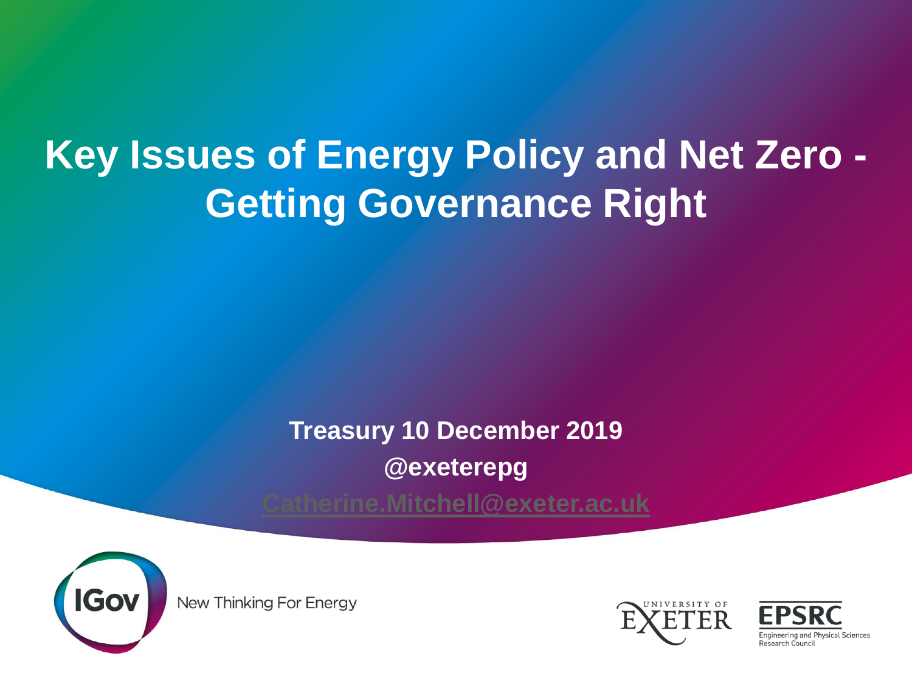# Key Issues of Energy Policy and Net Zero - Getting Governance Right

**Treasury 10 December 2019**

**@exeterepg**

**Catherine.Mitchell@exeter.ac.uk**

IGov New Thinking For Energy

University of Exeter

EPSRC Engineering and Physical Sciences Research Council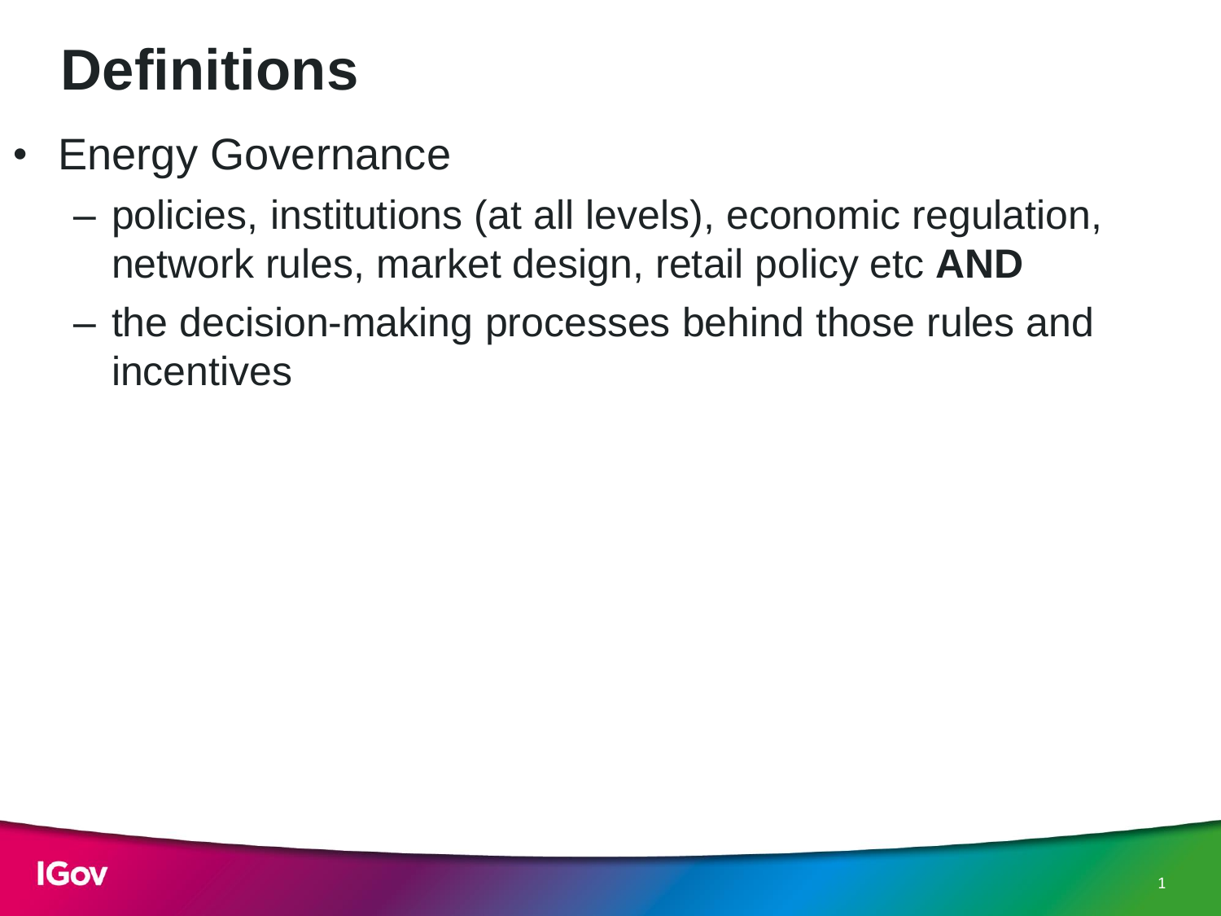# Definitions

- Energy Governance
  - policies, institutions (at all levels), economic regulation, network rules, market design, retail policy etc **AND**
  - the decision-making processes behind those rules and incentives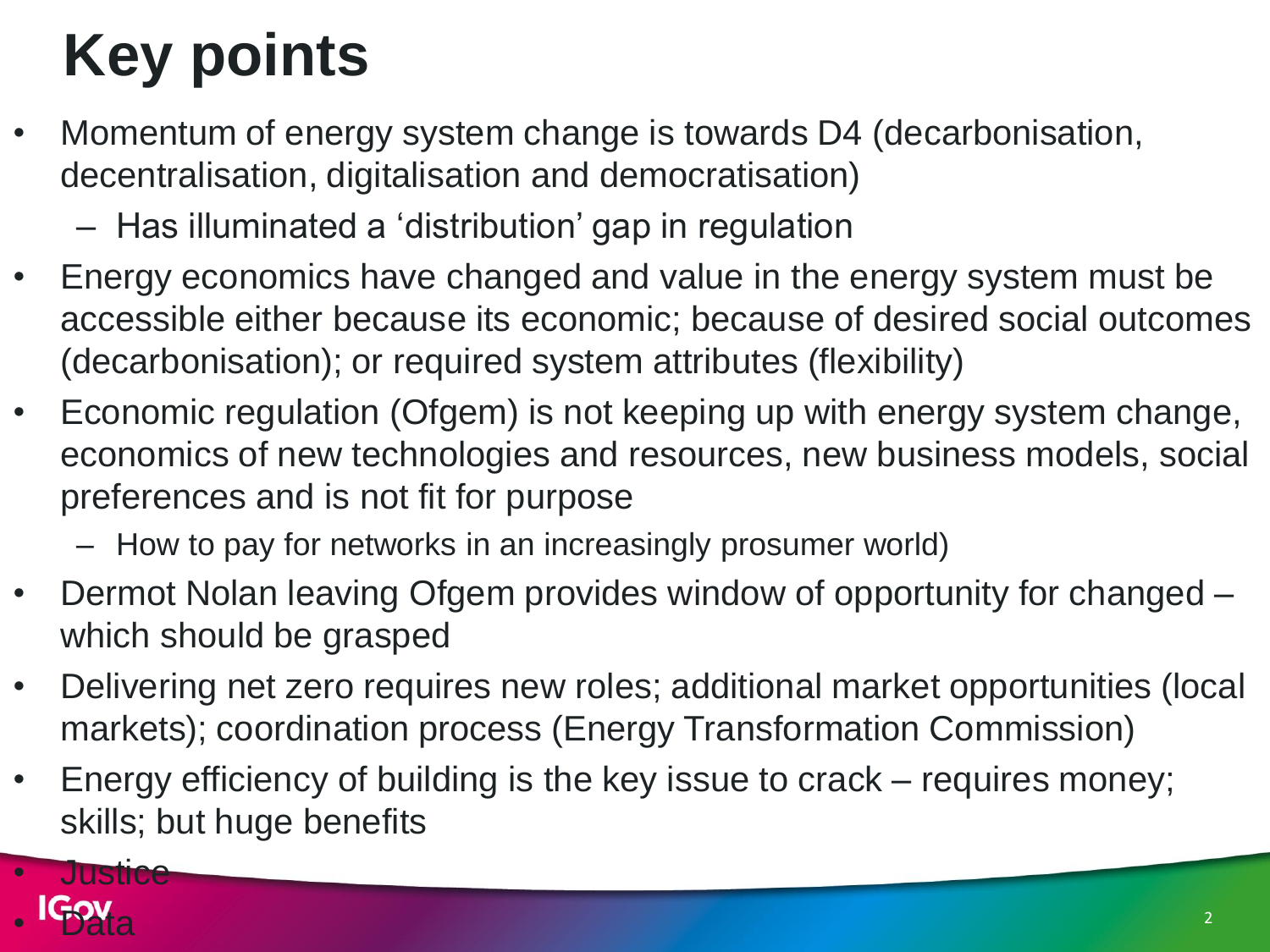# Key points

- Momentum of energy system change is towards D4 (decarbonisation, decentralisation, digitalisation and democratisation)
  - Has illuminated a 'distribution' gap in regulation
- Energy economics have changed and value in the energy system must be accessible either because its economic; because of desired social outcomes (decarbonisation); or required system attributes (flexibility)
- Economic regulation (Ofgem) is not keeping up with energy system change, economics of new technologies and resources, new business models, social preferences and is not fit for purpose
  - How to pay for networks in an increasingly prosumer world)
- Dermot Nolan leaving Ofgem provides window of opportunity for changed – which should be grasped
- Delivering net zero requires new roles; additional market opportunities (local markets); coordination process (Energy Transformation Commission)
- Energy efficiency of building is the key issue to crack – requires money; skills; but huge benefits
- Justice
- Data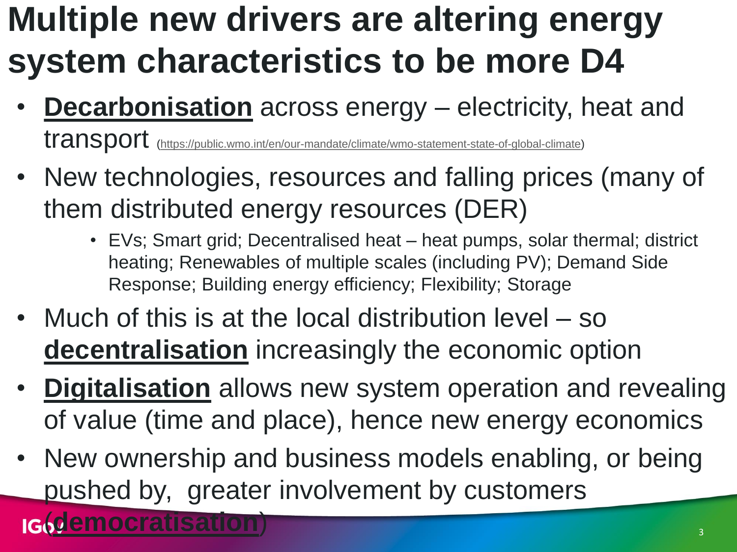# Multiple new drivers are altering energy system characteristics to be more D4

- **Decarbonisation** across energy – electricity, heat and transport (https://public.wmo.int/en/our-mandate/climate/wmo-statement-state-of-global-climate)
- New technologies, resources and falling prices (many of them distributed energy resources (DER)
  - EVs; Smart grid; Decentralised heat – heat pumps, solar thermal; district heating; Renewables of multiple scales (including PV); Demand Side Response; Building energy efficiency; Flexibility; Storage
- Much of this is at the local distribution level – so **decentralisation** increasingly the economic option
- **Digitalisation** allows new system operation and revealing of value (time and place), hence new energy economics
- New ownership and business models enabling, or being pushed by, greater involvement by customers (**democratisation**)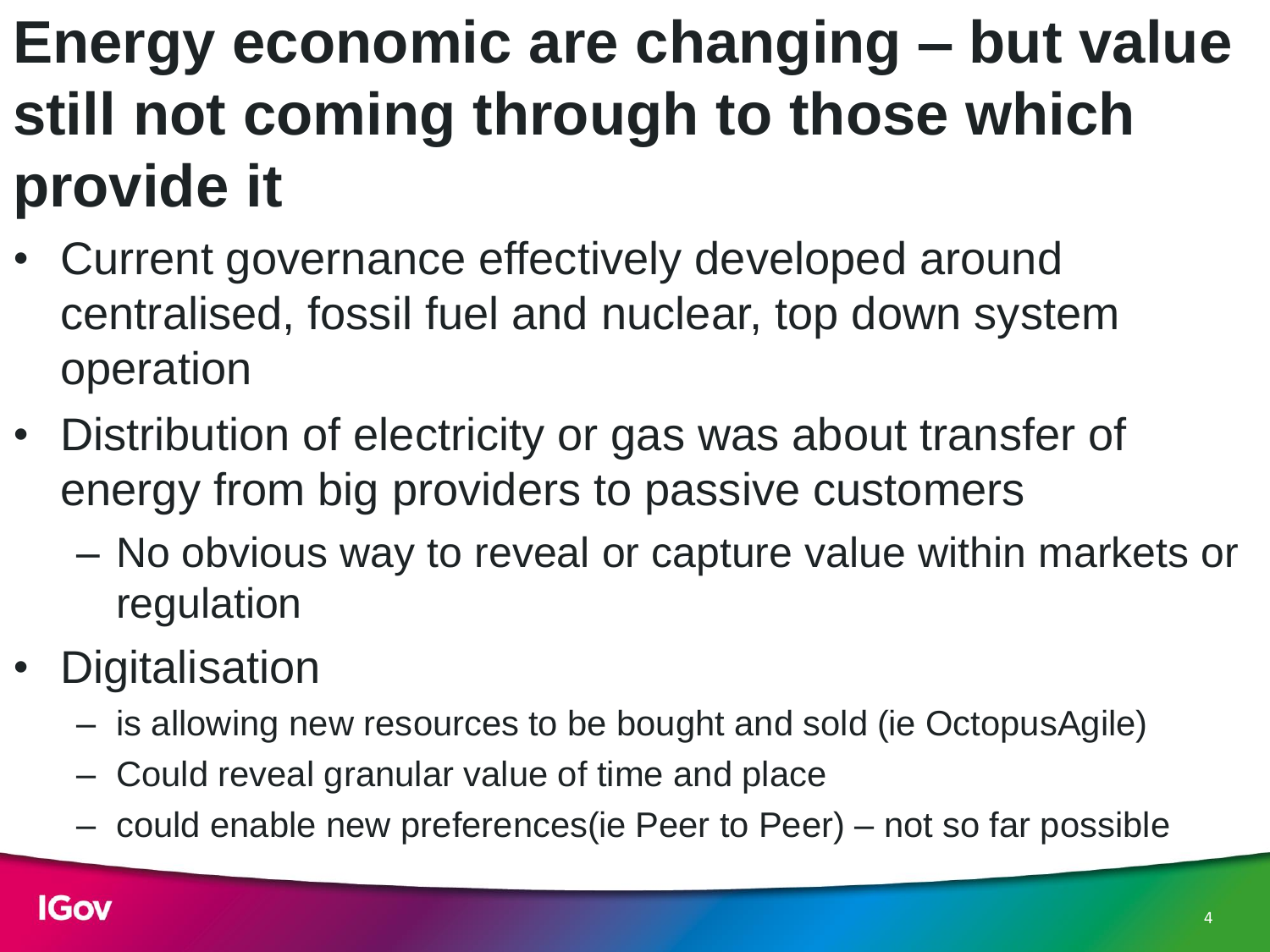# Energy economic are changing – but value still not coming through to those which provide it

- Current governance effectively developed around centralised, fossil fuel and nuclear, top down system operation
- Distribution of electricity or gas was about transfer of energy from big providers to passive customers
  - No obvious way to reveal or capture value within markets or regulation
- Digitalisation
  - is allowing new resources to be bought and sold (ie OctopusAgile)
  - Could reveal granular value of time and place
  - could enable new preferences(ie Peer to Peer) – not so far possible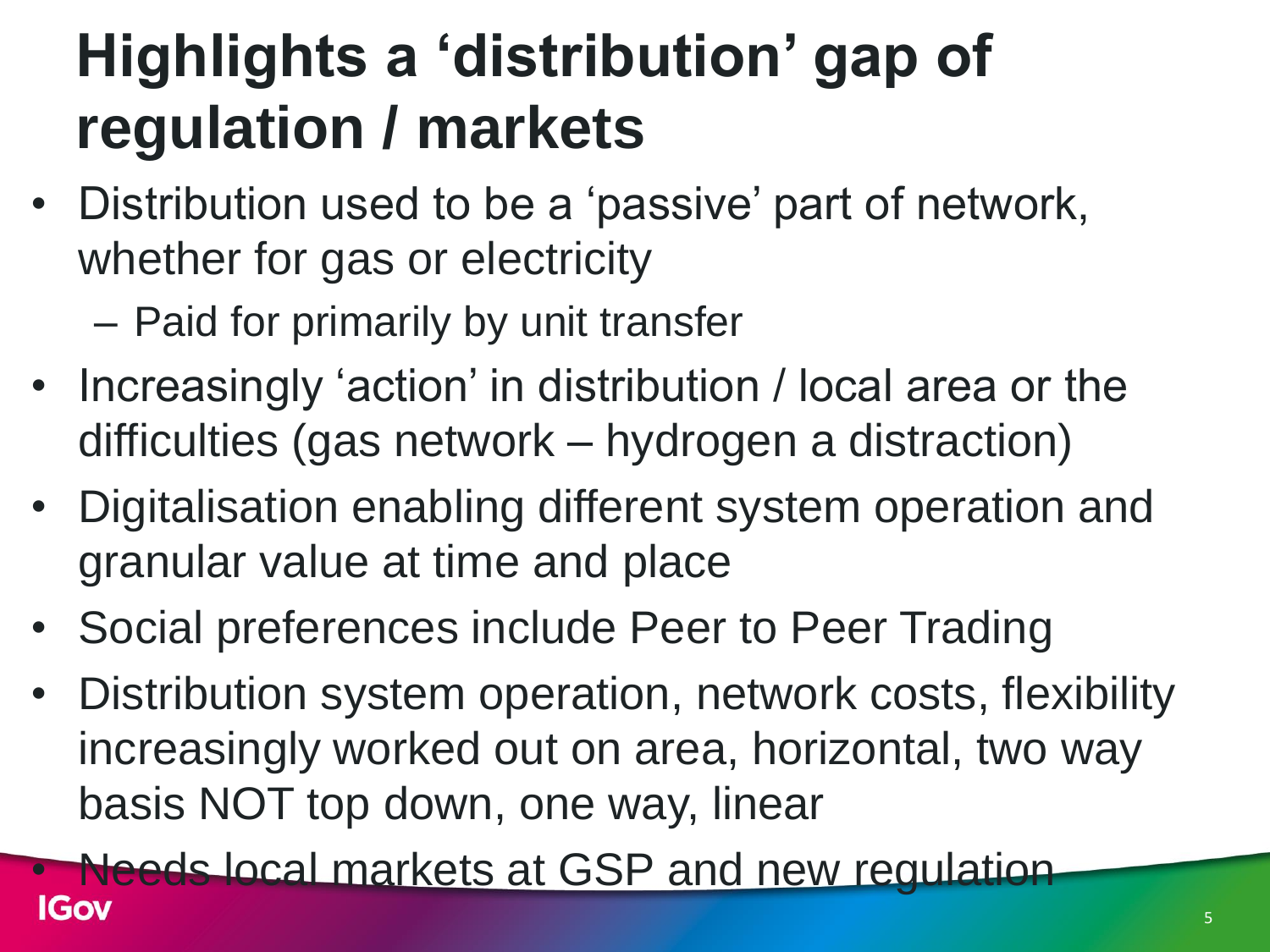# Highlights a 'distribution' gap of regulation / markets

- Distribution used to be a 'passive' part of network, whether for gas or electricity
  - Paid for primarily by unit transfer
- Increasingly 'action' in distribution / local area or the difficulties (gas network – hydrogen a distraction)
- Digitalisation enabling different system operation and granular value at time and place
- Social preferences include Peer to Peer Trading
- Distribution system operation, network costs, flexibility increasingly worked out on area, horizontal, two way basis NOT top down, one way, linear
- Needs local markets at GSP and new regulation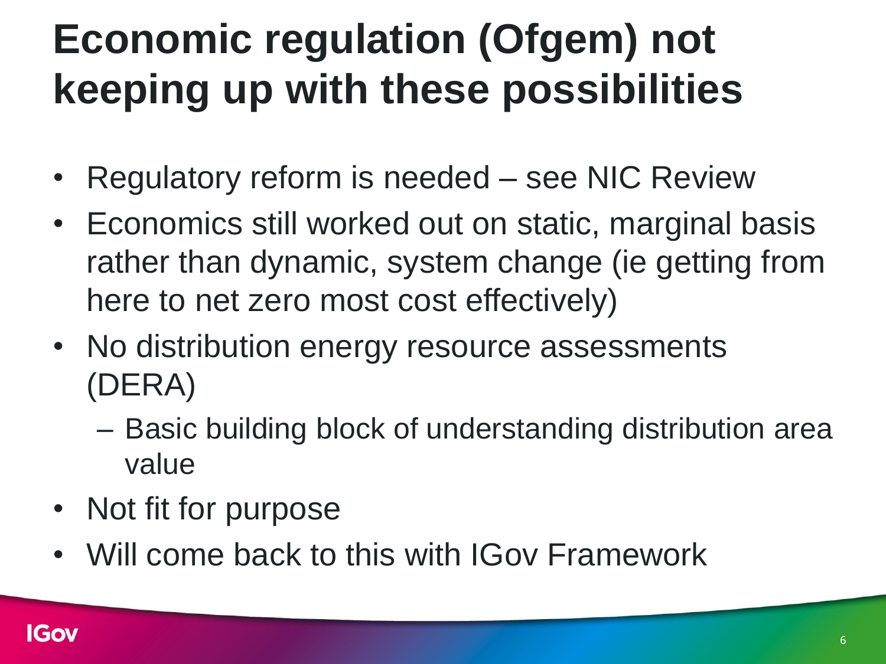# Economic regulation (Ofgem) not keeping up with these possibilities

- Regulatory reform is needed – see NIC Review
- Economics still worked out on static, marginal basis rather than dynamic, system change (ie getting from here to net zero most cost effectively)
- No distribution energy resource assessments (DERA)
  - Basic building block of understanding distribution area value
- Not fit for purpose
- Will come back to this with IGov Framework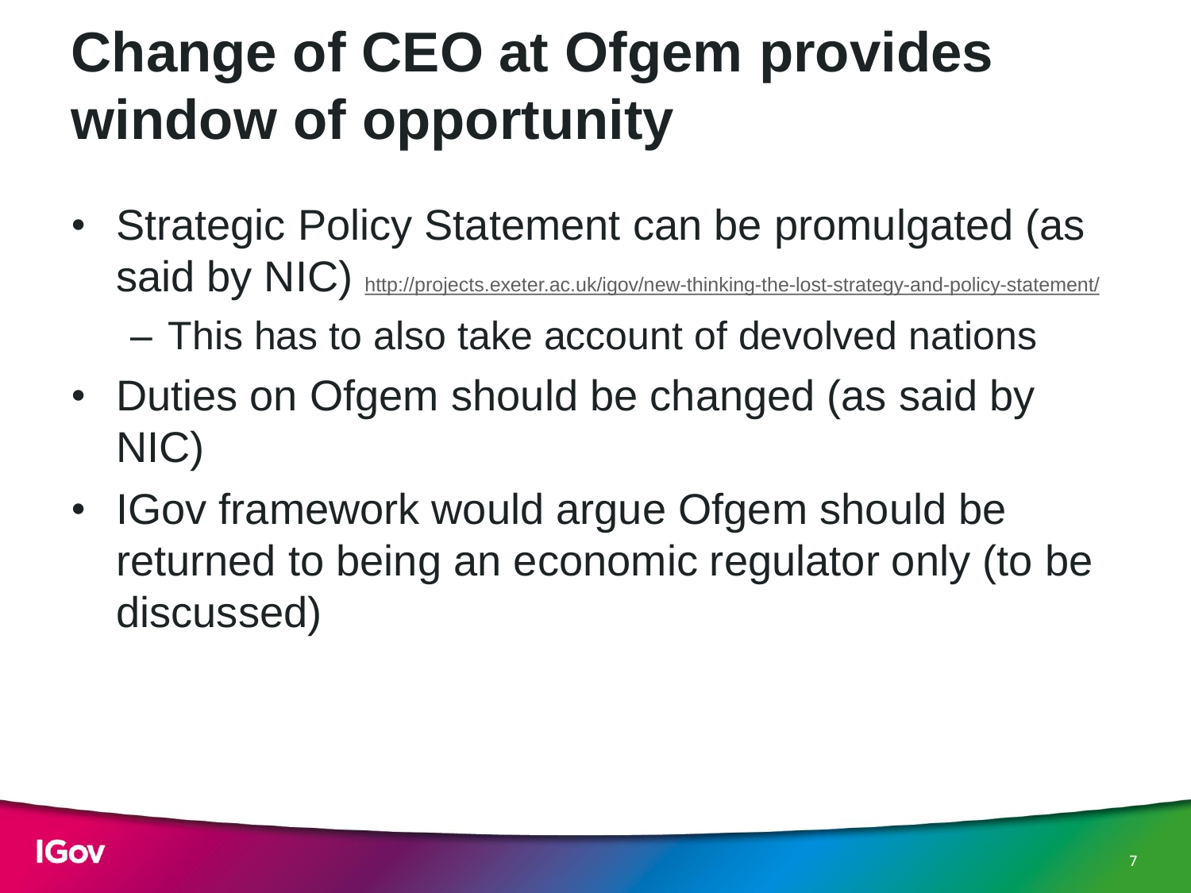# Change of CEO at Ofgem provides window of opportunity

- Strategic Policy Statement can be promulgated (as said by NIC) http://projects.exeter.ac.uk/igov/new-thinking-the-lost-strategy-and-policy-statement/
  - This has to also take account of devolved nations
- Duties on Ofgem should be changed (as said by NIC)
- IGov framework would argue Ofgem should be returned to being an economic regulator only (to be discussed)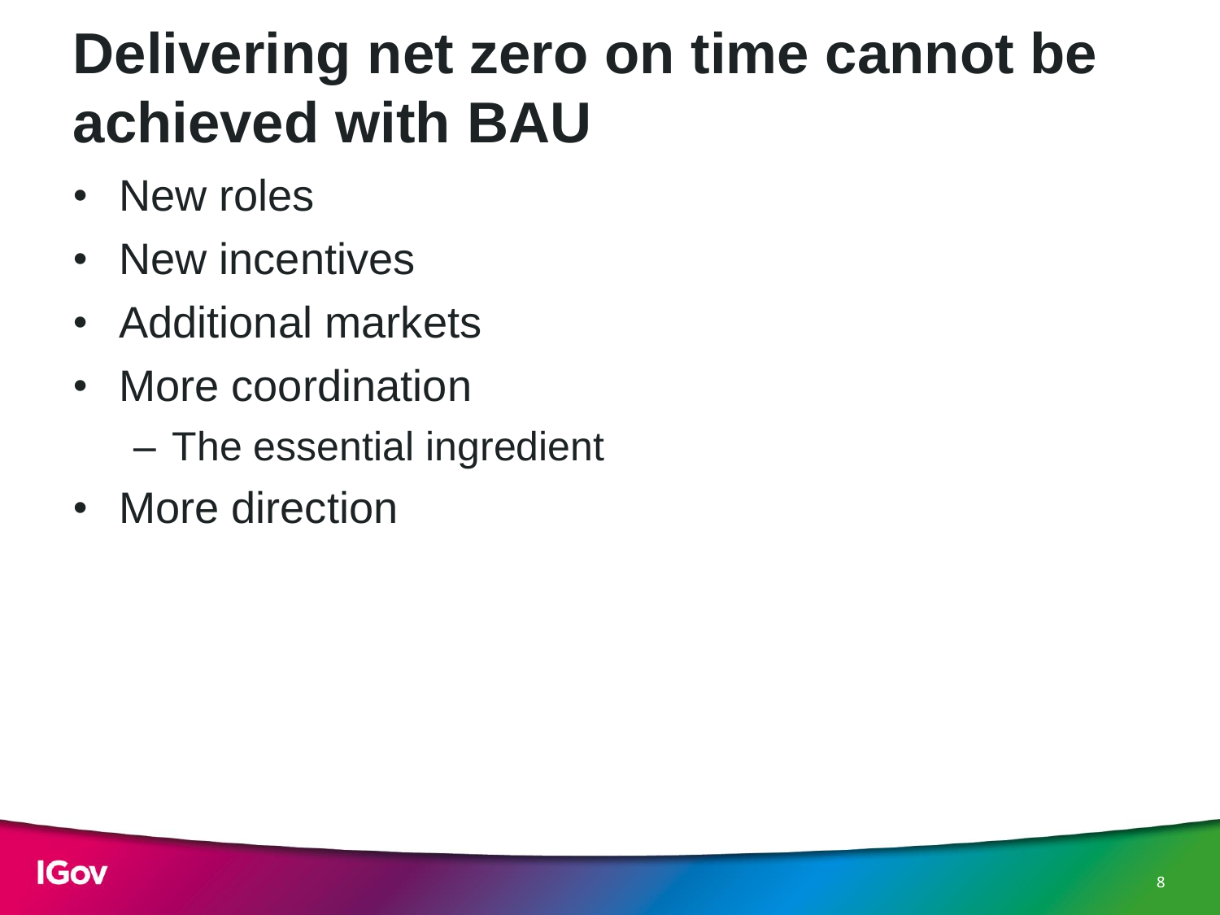# Delivering net zero on time cannot be achieved with BAU

- New roles
- New incentives
- Additional markets
- More coordination
  - The essential ingredient
- More direction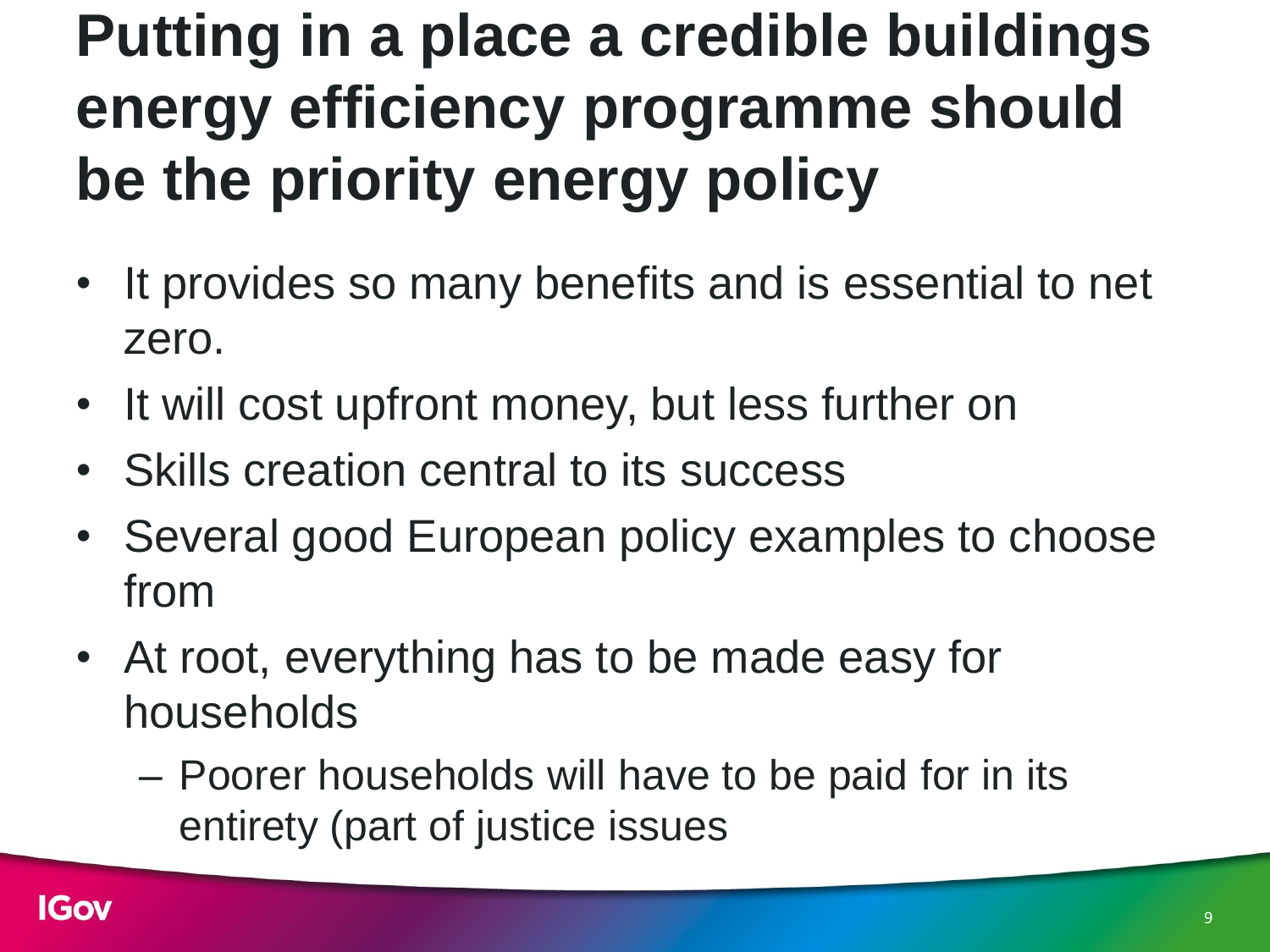# Putting in a place a credible buildings energy efficiency programme should be the priority energy policy

- It provides so many benefits and is essential to net zero.
- It will cost upfront money, but less further on
- Skills creation central to its success
- Several good European policy examples to choose from
- At root, everything has to be made easy for households
  - Poorer households will have to be paid for in its entirety (part of justice issues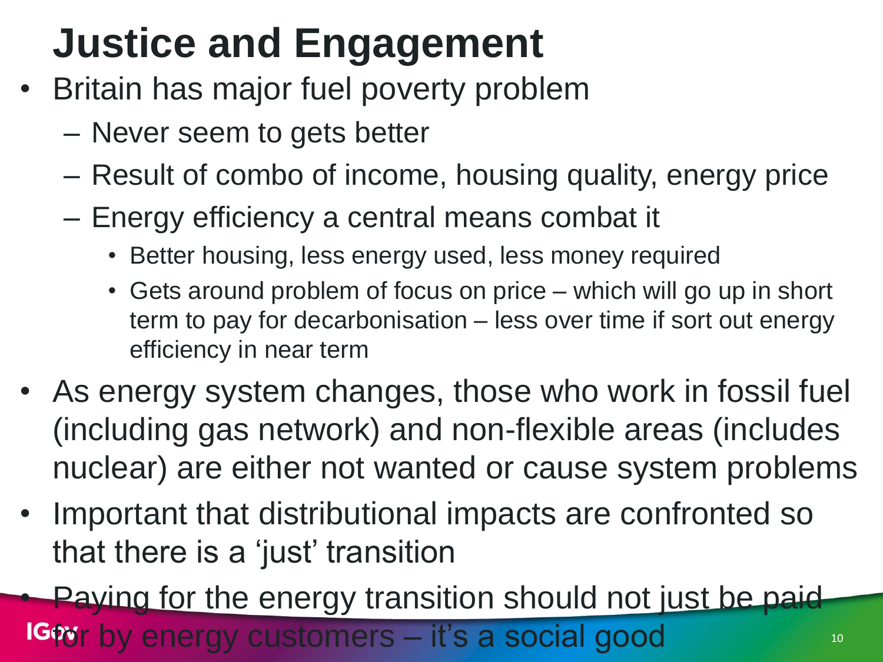# Justice and Engagement

- Britain has major fuel poverty problem
  - Never seem to gets better
  - Result of combo of income, housing quality, energy price
  - Energy efficiency a central means combat it
    - Better housing, less energy used, less money required
    - Gets around problem of focus on price – which will go up in short term to pay for decarbonisation – less over time if sort out energy efficiency in near term
- As energy system changes, those who work in fossil fuel (including gas network) and non-flexible areas (includes nuclear) are either not wanted or cause system problems
- Important that distributional impacts are confronted so that there is a 'just' transition
- Paying for the energy transition should not just be paid for by energy customers – it's a social good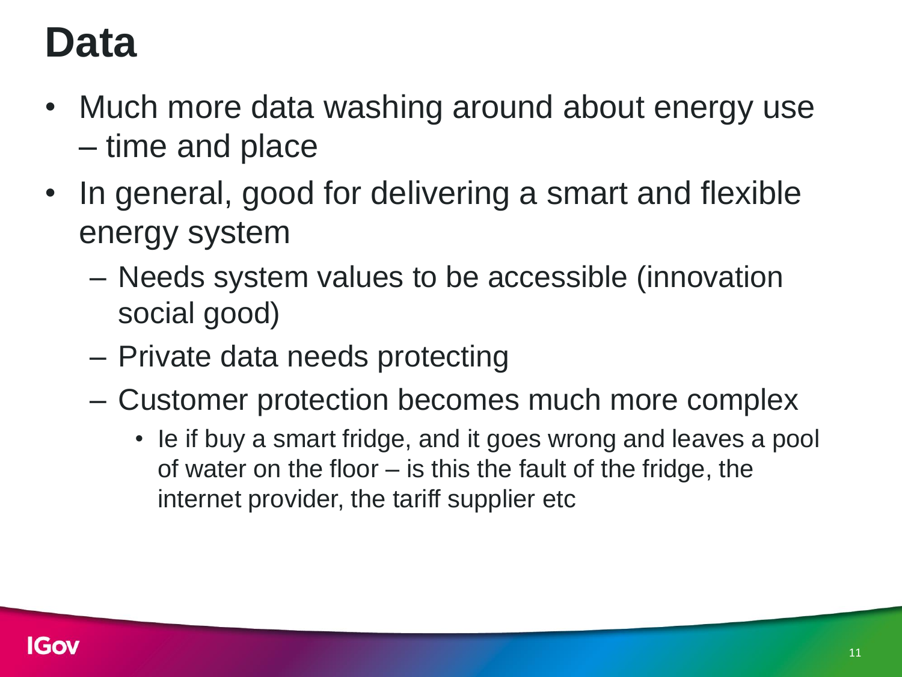# Data

- Much more data washing around about energy use – time and place
- In general, good for delivering a smart and flexible energy system
  - Needs system values to be accessible (innovation social good)
  - Private data needs protecting
  - Customer protection becomes much more complex
    - Ie if buy a smart fridge, and it goes wrong and leaves a pool of water on the floor – is this the fault of the fridge, the internet provider, the tariff supplier etc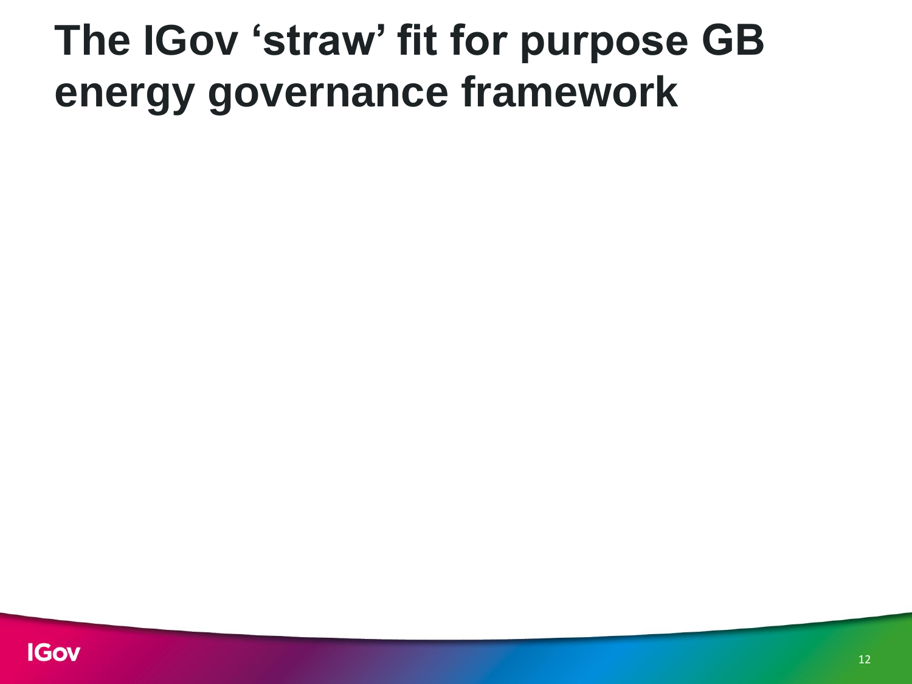# The IGov ‘straw’ fit for purpose GB energy governance framework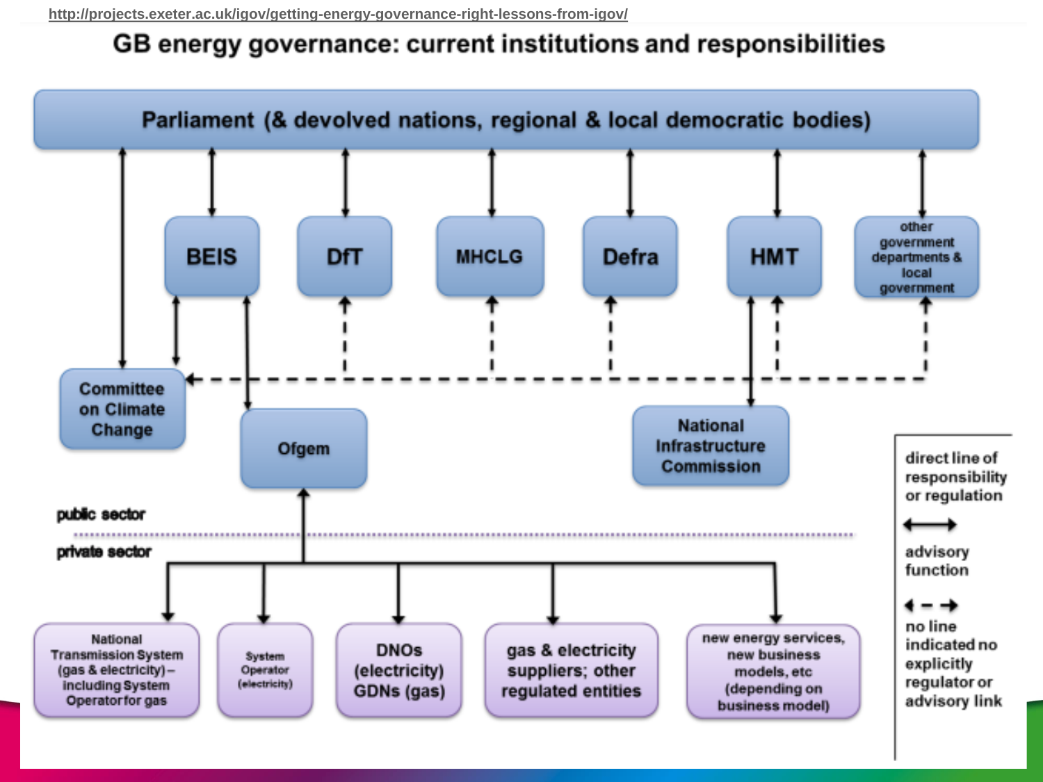http://projects.exeter.ac.uk/igov/getting-energy-governance-right-lessons-from-igov/

# GB energy governance: current institutions and responsibilities

Parliament (& devolved nations, regional & local democratic bodies)

BEIS

DfT

MHCLG

Defra

HMT

other government departments & local government

Committee on Climate Change

Ofgem

National Infrastructure Commission

public sector

private sector

National Transmission System (gas & electricity) – including System Operator for gas

System Operator (electricity)

DNOs (electricity) GDNs (gas)

gas & electricity suppliers; other regulated entities

new energy services, new business models, etc (depending on business model)

direct line of responsibility or regulation

advisory function

no line indicated no explicitly regulator or advisory link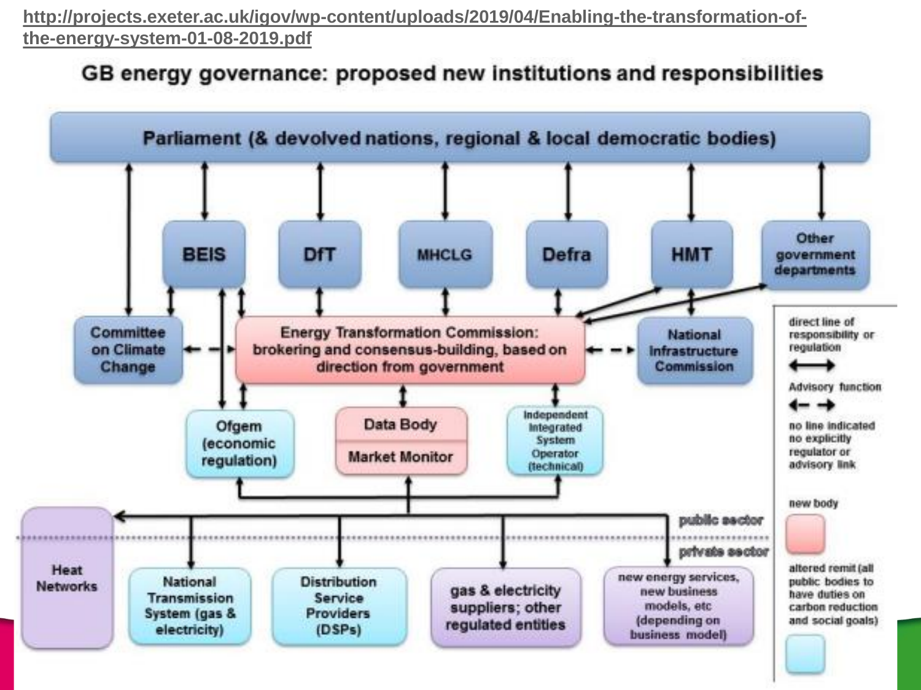http://projects.exeter.ac.uk/igov/wp-content/uploads/2019/04/Enabling-the-transformation-of-the-energy-system-01-08-2019.pdf

## GB energy governance: proposed new institutions and responsibilities

Parliament (& devolved nations, regional & local democratic bodies)

BEIS | DfT | MHCLG | Defra | HMT | Other government departments

Committee on Climate Change

Energy Transformation Commission: brokering and consensus-building, based on direction from government

National Infrastructure Commission

Ofgem (economic regulation)

Data Body

Market Monitor

Independent Integrated System Operator (technical)

public sector

private sector

Heat Networks

National Transmission System (gas & electricity)

Distribution Service Providers (DSPs)

gas & electricity suppliers; other regulated entities

new energy services, new business models, etc (depending on business model)

direct line of responsibility or regulation

Advisory function

no line indicated no explicitly regulator or advisory link

new body

altered remit (all public bodies to have duties on carbon reduction and social goals)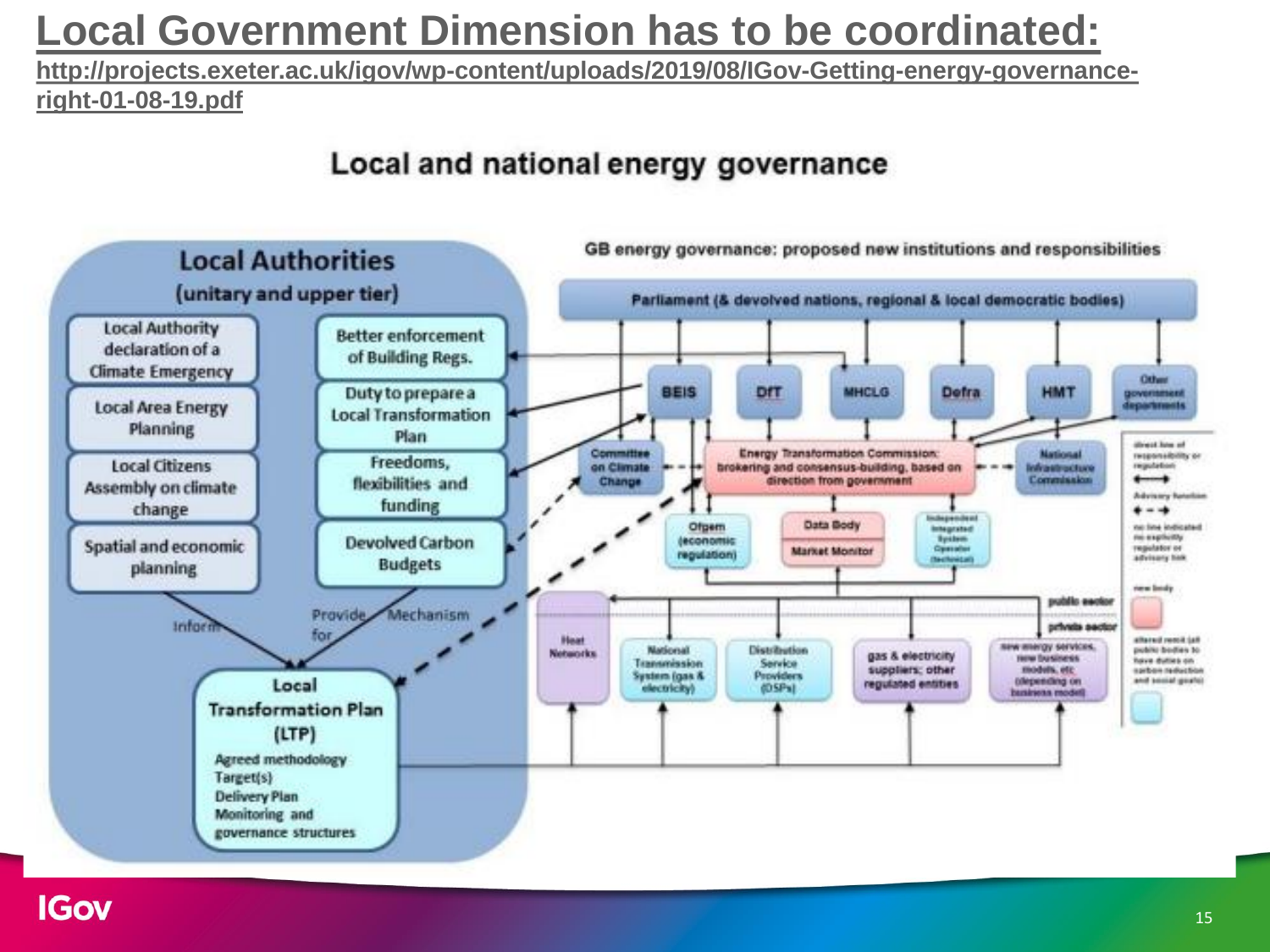# Local Government Dimension has to be coordinated:

**http://projects.exeter.ac.uk/igov/wp-content/uploads/2019/08/IGov-Getting-energy-governance-right-01-08-19.pdf**

## Local and national energy governance

### Local Authorities
(unitary and upper tier)

- Local Authority declaration of a Climate Emergency
- Local Area Energy Planning
- Local Citizens Assembly on climate change
- Spatial and economic planning
- Better enforcement of Building Regs.
- Duty to prepare a Local Transformation Plan
- Freedoms, flexibilities and funding
- Devolved Carbon Budgets

Inform — Provide for — Mechanism

**Local Transformation Plan (LTP)**
- Agreed methodology
- Target(s)
- Delivery Plan
- Monitoring and governance structures

### GB energy governance: proposed new institutions and responsibilities

Parliament (& devolved nations, regional & local democratic bodies)

BEIS | DfT | MHCLG | Defra | HMT | Other government departments

Committee on Climate Change — Energy Transformation Commission: brokering and consensus-building, based on direction from government — National Infrastructure Commission

Ofgem (economic regulation) | Data Body / Market Monitor | Independent Integrated System Operator (technical)

public sector / private sector

Heat Networks | National Transmission System (gas & electricity) | Distribution Service Providers (DSPs) | gas & electricity suppliers; other regulated entities | new energy services, new business models, etc (depending on business model)

Key:
- direct line of responsibility or regulation
- Advisory function
- no line indicated: no explicitly regulator or advisory link
- new body
- altered remit (all public bodies to have duties on carbon reduction and social goals)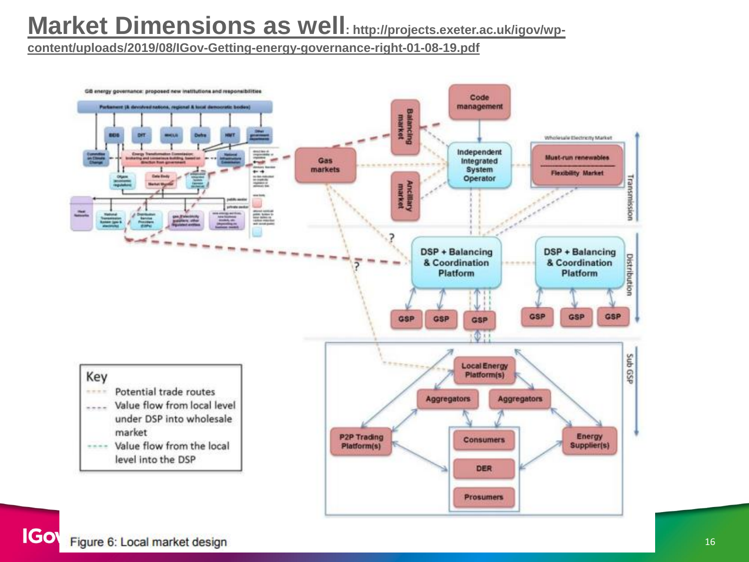# Market Dimensions as well: http://projects.exeter.ac.uk/igov/wp-content/uploads/2019/08/IGov-Getting-energy-governance-right-01-08-19.pdf

Figure 6: Local market design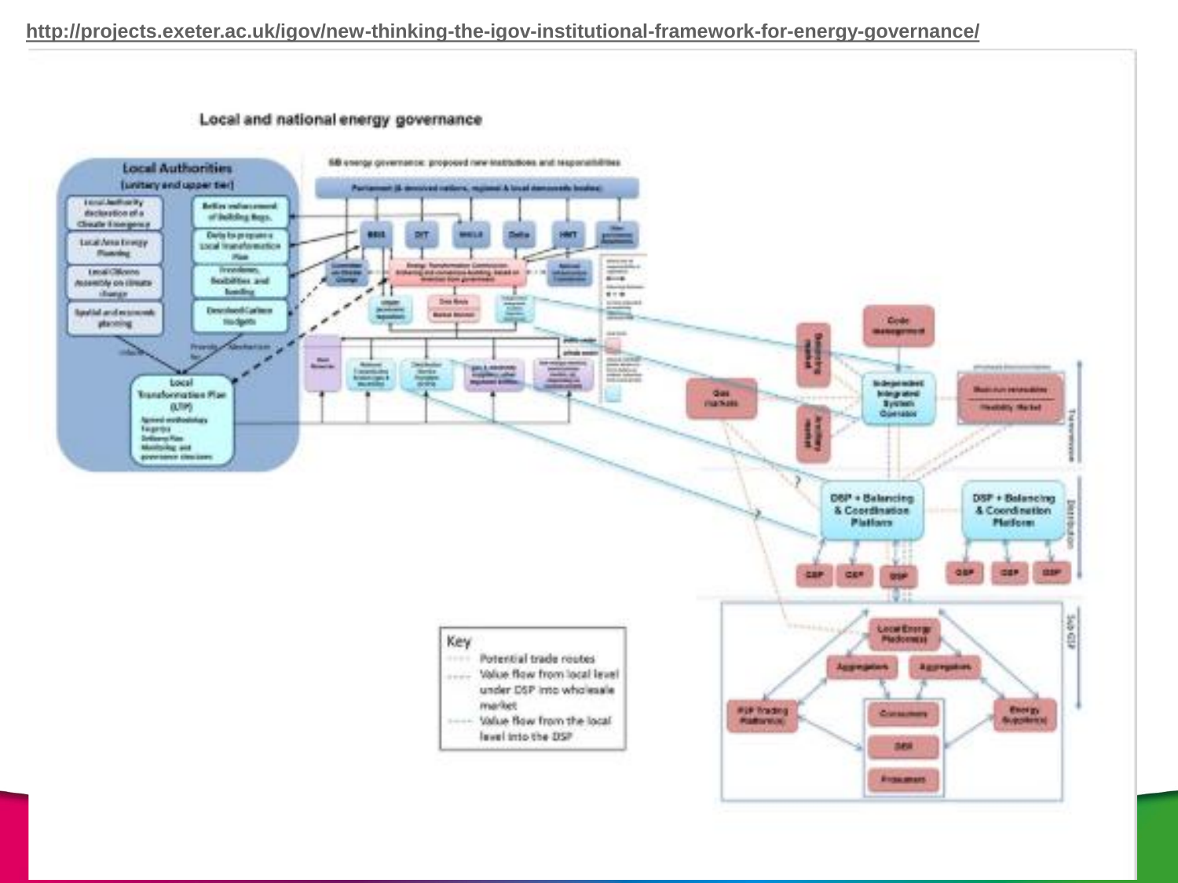http://projects.exeter.ac.uk/igov/new-thinking-the-igov-institutional-framework-for-energy-governance/

Local and national energy governance

Local Authorities
(unitary and upper tier)

- Local Authority declaration of a Climate Emergency
- Local Area Energy Planning
- Local Citizens Assembly on climate change
- Spatial and economic planning
- Better enforcement of Building Regs.
- Duty to prepare a Local Transformation Plan
- Freedoms, flexibilities and funding
- Devolved Carbon budgets

Local Transformation Plan (LTP)

- Agreed methodology
- Targets
- Delivery Plan
- Monitoring and governance structures

GB energy governance: proposed new institutions and responsibilities

Parliament (& devolved nations, regional & local democratic bodies)

BEIS | DIT | MHCLG | Defra | HMT | Other government departments

Committee on Climate Change | Energy Transformation Commission | National Infrastructure Commission

Code management | Balancing market | Ancillary market | Gas markets | Independent Integrated System Operator | Wholesale market | Flexibility Market

DSP + Balancing & Coordination Platform | DSP + Balancing & Coordination Platform

CSP | CSP | DSP | CSP | CSP | DSP

Local Energy Platform(s) | Aggregators | Aggregators | P2P Trading Platform(s) | Energy Supplier(s) | Consumers | DER | Prosumers

Transmission | Distribution | Sub-GSP

Key

- Potential trade routes
- Value flow from local level under DSP into wholesale market
- Value flow from the local level into the DSP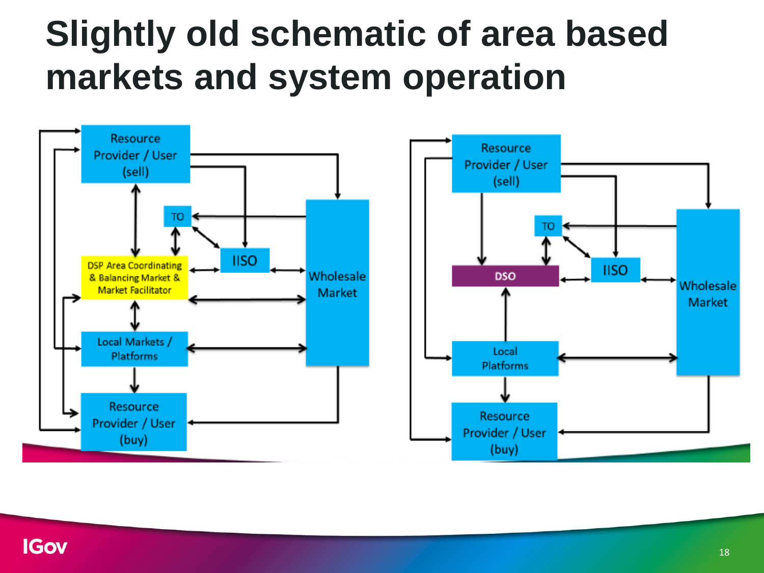# Slightly old schematic of area based markets and system operation

Resource Provider / User (sell)

TO

IISO

DSP Area Coordinating & Balancing Market & Market Facilitator

Wholesale Market

Local Markets / Platforms

Resource Provider / User (buy)

Resource Provider / User (sell)

TO

DSO

IISO

Wholesale Market

Local Platforms

Resource Provider / User (buy)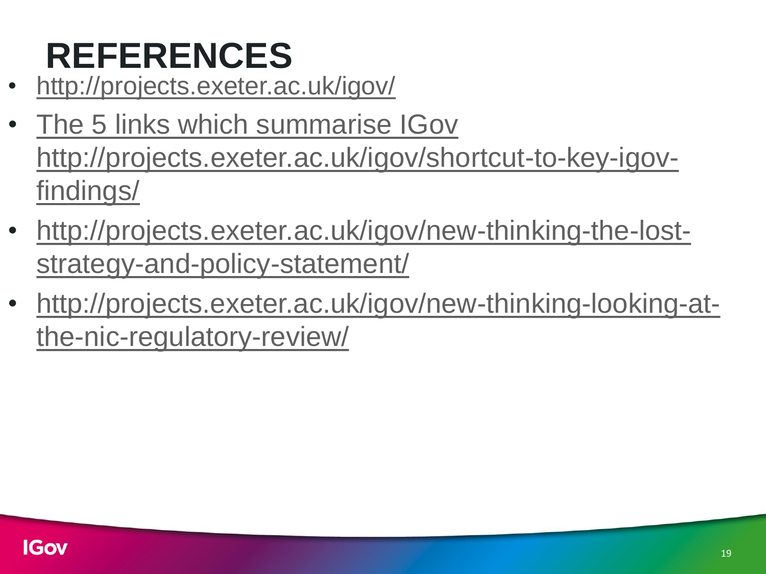# REFERENCES

- http://projects.exeter.ac.uk/igov/
- The 5 links which summarise IGov http://projects.exeter.ac.uk/igov/shortcut-to-key-igov-findings/
- http://projects.exeter.ac.uk/igov/new-thinking-the-lost-strategy-and-policy-statement/
- http://projects.exeter.ac.uk/igov/new-thinking-looking-at-the-nic-regulatory-review/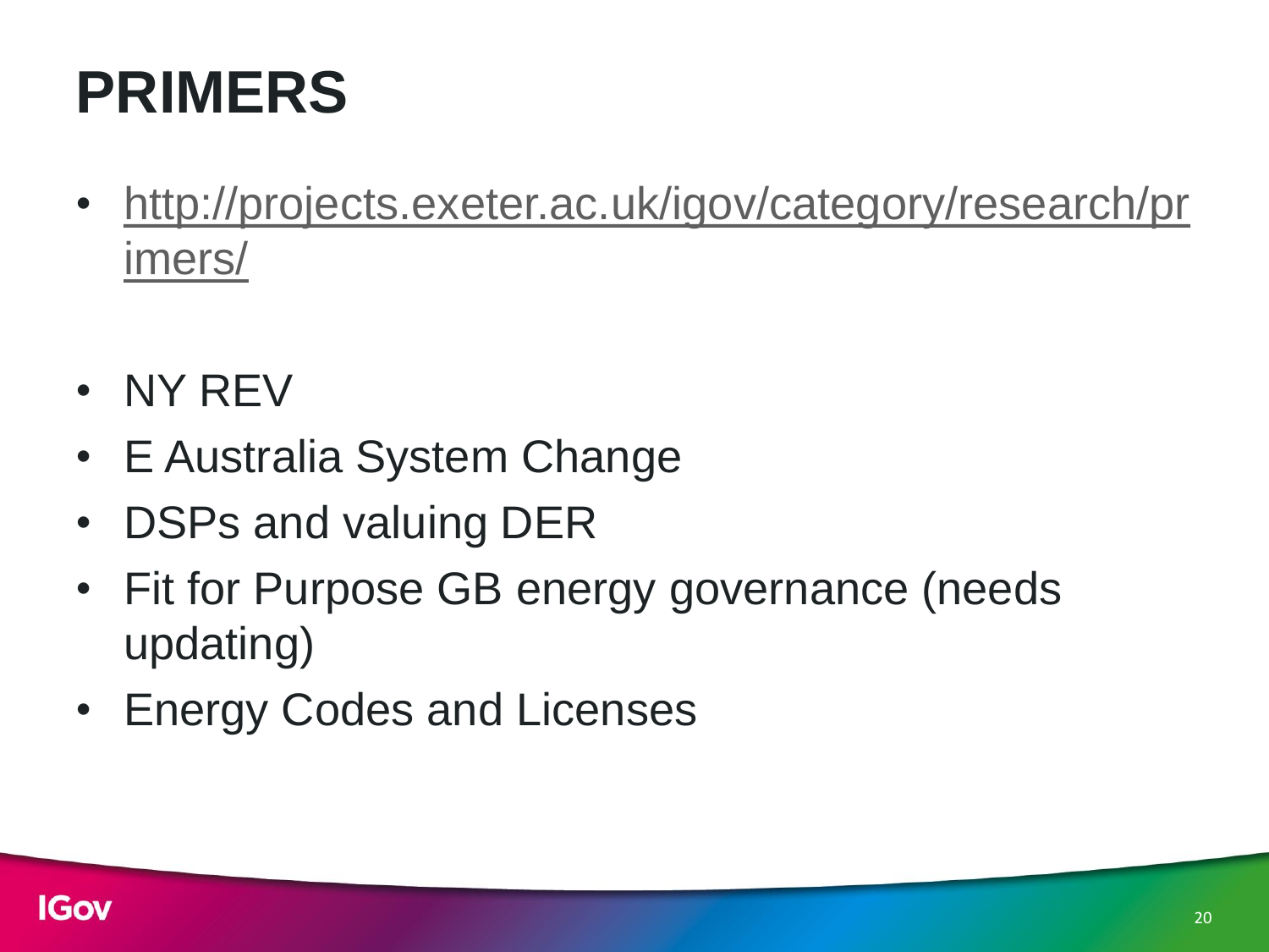# PRIMERS

- http://projects.exeter.ac.uk/igov/category/research/primers/

- NY REV
- E Australia System Change
- DSPs and valuing DER
- Fit for Purpose GB energy governance (needs updating)
- Energy Codes and Licenses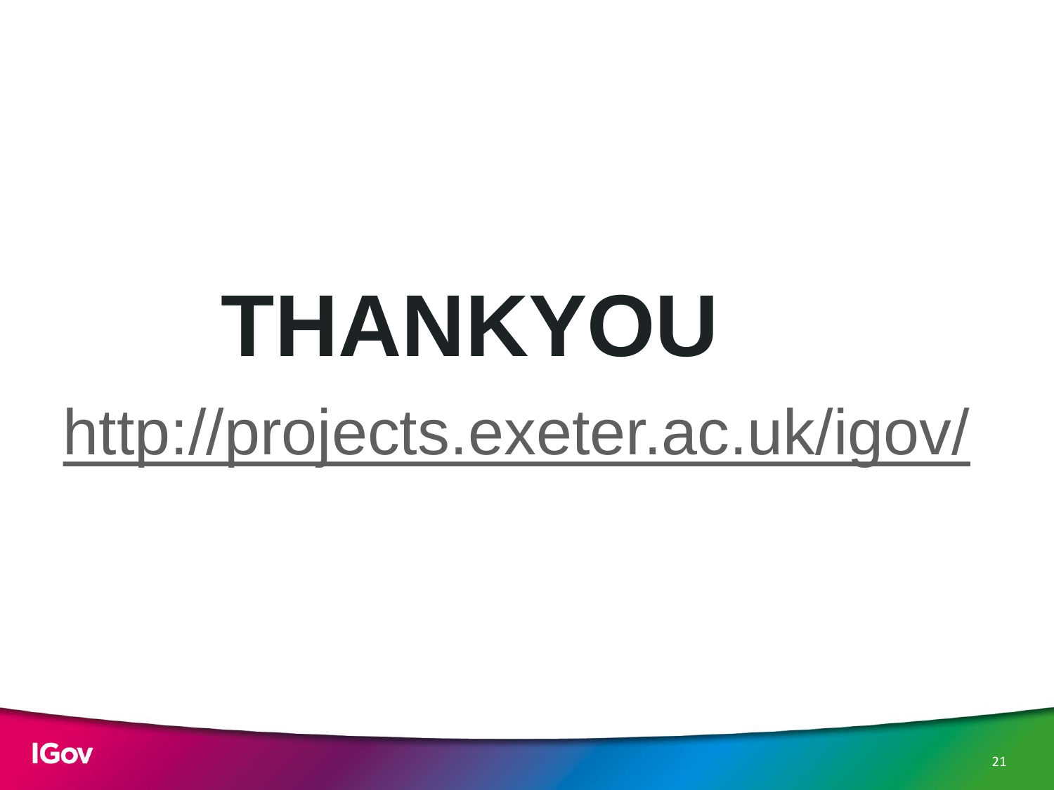# THANKYOU

http://projects.exeter.ac.uk/igov/